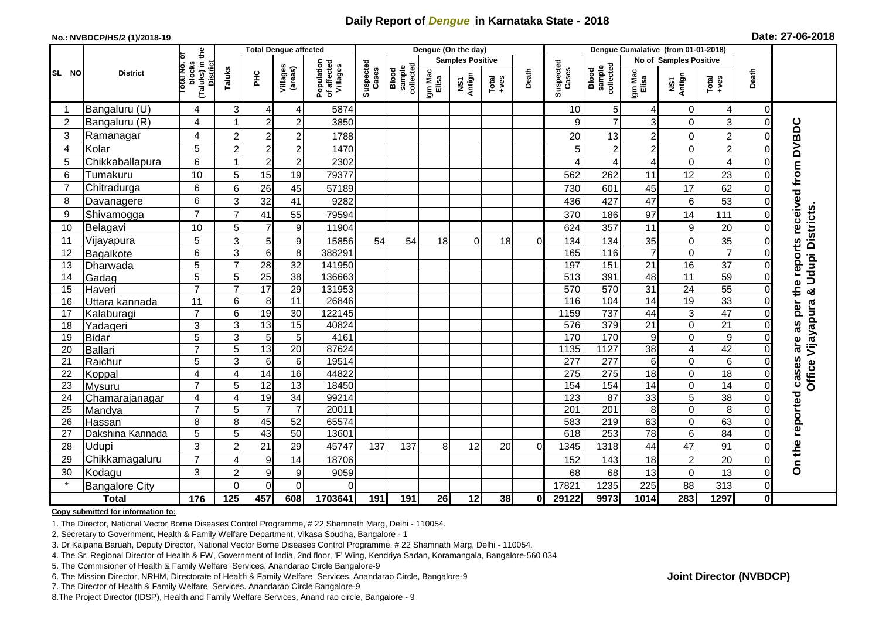# Daily Report of *Dengue* in Karnataka State - 2018

**No.: NVBDCP/HS/2 (1)/2018-19**

**Date: 27-06-2018**

| SL NO | District | Total No. of blocks (Taluks) in the District | Total Dengue affected | | | | Dengue (On the day) | | | | | | | Dengue Cumalative (from 01-01-2018) | | | | | | | |
|---|---|---|---|---|---|---|---|---|---|---|---|---|---|---|---|---|---|---|---|---|
| | | | Taluks | PHC | Villages (areas) | Population of affected Villages | Suspected Cases | Blood sample collected | Samples Positive | | | Death | Suspected Cases | Blood sample collected | No of Samples Positive | | | Death | |
| | | | | | | | | | Igm Mac Elisa | NS1 Antign | Total +ves | | | | Igm Mac Elisa | NS1 Antign | Total +ves | | |
| 1 | Bangaluru (U) | 4 | 3 | 4 | 4 | 5874 | | | | | | | 10 | 5 | 4 | 0 | 4 | 0 | On the reported cases are as per the reports received from DVBDC Office Vijayapura & Udupi Districts. |
| 2 | Bangaluru (R) | 4 | 1 | 2 | 2 | 3850 | | | | | | | 9 | 7 | 3 | 0 | 3 | 0 | |
| 3 | Ramanagar | 4 | 2 | 2 | 2 | 1788 | | | | | | | 20 | 13 | 2 | 0 | 2 | 0 | |
| 4 | Kolar | 5 | 2 | 2 | 2 | 1470 | | | | | | | 5 | 2 | 2 | 0 | 2 | 0 | |
| 5 | Chikkaballapura | 6 | 1 | 2 | 2 | 2302 | | | | | | | 4 | 4 | 4 | 0 | 4 | 0 | |
| 6 | Tumakuru | 10 | 5 | 15 | 19 | 79377 | | | | | | | 562 | 262 | 11 | 12 | 23 | 0 | |
| 7 | Chitradurga | 6 | 6 | 26 | 45 | 57189 | | | | | | | 730 | 601 | 45 | 17 | 62 | 0 | |
| 8 | Davanagere | 6 | 3 | 32 | 41 | 9282 | | | | | | | 436 | 427 | 47 | 6 | 53 | 0 | |
| 9 | Shivamogga | 7 | 7 | 41 | 55 | 79594 | | | | | | | 370 | 186 | 97 | 14 | 111 | 0 | |
| 10 | Belagavi | 10 | 5 | 7 | 9 | 11904 | | | | | | | 624 | 357 | 11 | 9 | 20 | 0 | |
| 11 | Vijayapura | 5 | 3 | 5 | 9 | 15856 | 54 | 54 | 18 | 0 | 18 | 0 | 134 | 134 | 35 | 0 | 35 | 0 | |
| 12 | Bagalkote | 6 | 3 | 6 | 8 | 388291 | | | | | | | 165 | 116 | 7 | 0 | 7 | 0 | |
| 13 | Dharwada | 5 | 7 | 28 | 32 | 141950 | | | | | | | 197 | 151 | 21 | 16 | 37 | 0 | |
| 14 | Gadag | 5 | 5 | 25 | 38 | 136663 | | | | | | | 513 | 391 | 48 | 11 | 59 | 0 | |
| 15 | Haveri | 7 | 7 | 17 | 29 | 131953 | | | | | | | 570 | 570 | 31 | 24 | 55 | 0 | |
| 16 | Uttara kannada | 11 | 6 | 8 | 11 | 26846 | | | | | | | 116 | 104 | 14 | 19 | 33 | 0 | |
| 17 | Kalaburagi | 7 | 6 | 19 | 30 | 122145 | | | | | | | 1159 | 737 | 44 | 3 | 47 | 0 | |
| 18 | Yadageri | 3 | 3 | 13 | 15 | 40824 | | | | | | | 576 | 379 | 21 | 0 | 21 | 0 | |
| 19 | Bidar | 5 | 3 | 5 | 5 | 4161 | | | | | | | 170 | 170 | 9 | 0 | 9 | 0 | |
| 20 | Ballari | 7 | 5 | 13 | 20 | 87624 | | | | | | | 1135 | 1127 | 38 | 4 | 42 | 0 | |
| 21 | Raichur | 5 | 3 | 6 | 6 | 19514 | | | | | | | 277 | 277 | 6 | 0 | 6 | 0 | |
| 22 | Koppal | 4 | 4 | 14 | 16 | 44822 | | | | | | | 275 | 275 | 18 | 0 | 18 | 0 | |
| 23 | Mysuru | 7 | 5 | 12 | 13 | 18450 | | | | | | | 154 | 154 | 14 | 0 | 14 | 0 | |
| 24 | Chamarajanagar | 4 | 4 | 19 | 34 | 99214 | | | | | | | 123 | 87 | 33 | 5 | 38 | 0 | |
| 25 | Mandya | 7 | 5 | 7 | 7 | 20011 | | | | | | | 201 | 201 | 8 | 0 | 8 | 0 | |
| 26 | Hassan | 8 | 8 | 45 | 52 | 65574 | | | | | | | 583 | 219 | 63 | 0 | 63 | 0 | |
| 27 | Dakshina Kannada | 5 | 5 | 43 | 50 | 13601 | | | | | | | 618 | 253 | 78 | 6 | 84 | 0 | |
| 28 | Udupi | 3 | 2 | 21 | 29 | 45747 | 137 | 137 | 8 | 12 | 20 | 0 | 1345 | 1318 | 44 | 47 | 91 | 0 | |
| 29 | Chikkamagaluru | 7 | 4 | 9 | 14 | 18706 | | | | | | | 152 | 143 | 18 | 2 | 20 | 0 | |
| 30 | Kodagu | 3 | 2 | 9 | 9 | 9059 | | | | | | | 68 | 68 | 13 | 0 | 13 | 0 | |
| * | Bangalore City | | 0 | 0 | 0 | 0 | | | | | | | 17821 | 1235 | 225 | 88 | 313 | 0 | |
| | **Total** | **176** | **125** | **457** | **608** | **1703641** | **191** | **191** | **26** | **12** | **38** | **0** | **29122** | **9973** | **1014** | **283** | **1297** | **0** | |

**Copy submitted for information to:**

1. The Director, National Vector Borne Diseases Control Programme, # 22 Shamnath Marg, Delhi - 110054.
2. Secretary to Government, Health & Family Welfare Department, Vikasa Soudha, Bangalore - 1
3. Dr Kalpana Baruah, Deputy Director, National Vector Borne Diseases Control Programme, # 22 Shamnath Marg, Delhi - 110054.
4. The Sr. Regional Director of Health & FW, Government of India, 2nd floor, 'F' Wing, Kendriya Sadan, Koramangala, Bangalore-560 034
5. The Commisioner of Health & Family Welfare Services. Anandarao Circle Bangalore-9
6. The Mission Director, NRHM, Directorate of Health & Family Welfare Services. Anandarao Circle, Bangalore-9
7. The Director of Health & Family Welfare Services. Anandarao Circle Bangalore-9
8. The Project Director (IDSP), Health and Family Welfare Services, Anand rao circle, Bangalore - 9

**Joint Director (NVBDCP)**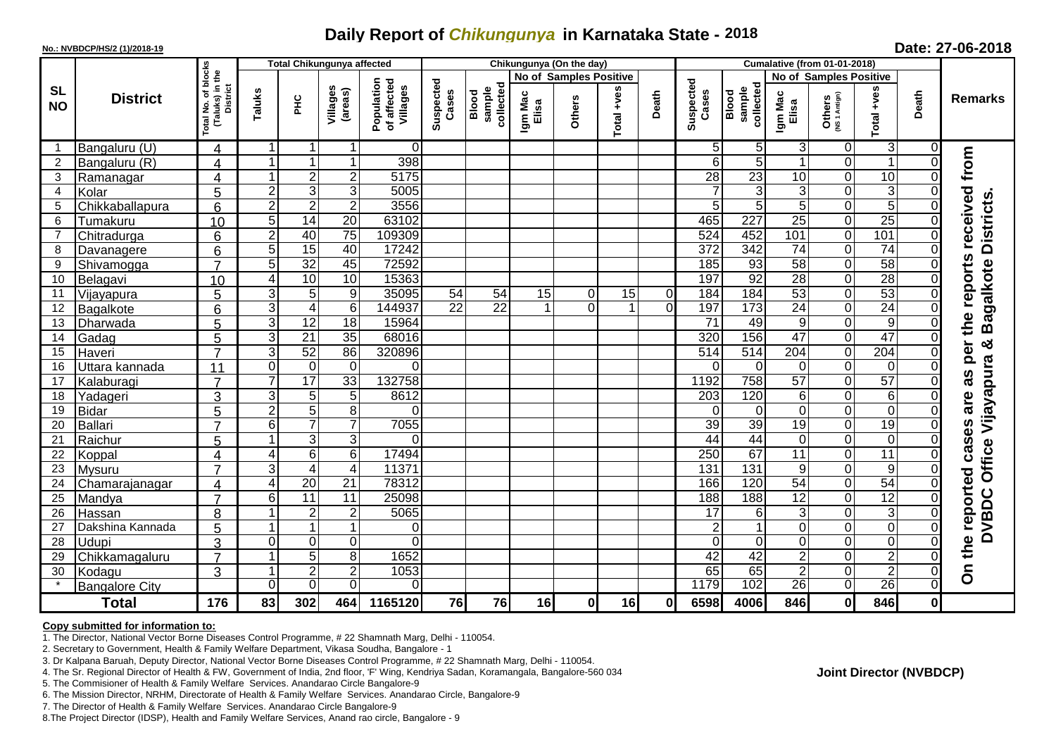# Daily Report of *Chikungunya* in Karnataka State - 2018

**No.: NVBDCP/HS/2 (1)/2018-19**

**Date: 27-06-2018**

| SL NO | District | Total No. of blocks (Taluks) in the District | Total Chikungunya affected | | | | Chikungunya (On the day) | | | | | | | Cumalative (from 01-01-2018) | | | | | | | Remarks |
|---|---|---|---|---|---|---|---|---|---|---|---|---|---|---|---|---|---|---|---|---|---|
| | | | Taluks | PHC | Villages (areas) | Population of affected Villages | Suspected Cases | Blood sample collected | No of Samples Positive | | | Death | Suspected Cases | Blood sample collected | No of Samples Positive | | | Death | |
| | | | | | | | | | Igm Mac Elisa | Others | Total +ves | | | | Igm Mac Elisa | Others (NS 1 Antign) | Total +ves | | |
| 1 | Bangaluru (U) | 4 | 1 | 1 | 1 | 0 | | | | | | | 5 | 5 | 3 | 0 | 3 | 0 | On the reported cases are as per the reports received from DVBDC Office Vijayapura & Bagalkote Districts. |
| 2 | Bangaluru (R) | 4 | 1 | 1 | 1 | 398 | | | | | | | 6 | 5 | 1 | 0 | 1 | 0 | |
| 3 | Ramanagar | 4 | 1 | 2 | 2 | 5175 | | | | | | | 28 | 23 | 10 | 0 | 10 | 0 | |
| 4 | Kolar | 5 | 2 | 3 | 3 | 5005 | | | | | | | 7 | 3 | 3 | 0 | 3 | 0 | |
| 5 | Chikkaballapura | 6 | 2 | 2 | 2 | 3556 | | | | | | | 5 | 5 | 5 | 0 | 5 | 0 | |
| 6 | Tumakuru | 10 | 5 | 14 | 20 | 63102 | | | | | | | 465 | 227 | 25 | 0 | 25 | 0 | |
| 7 | Chitradurga | 6 | 2 | 40 | 75 | 109309 | | | | | | | 524 | 452 | 101 | 0 | 101 | 0 | |
| 8 | Davanagere | 6 | 5 | 15 | 40 | 17242 | | | | | | | 372 | 342 | 74 | 0 | 74 | 0 | |
| 9 | Shivamogga | 7 | 5 | 32 | 45 | 72592 | | | | | | | 185 | 93 | 58 | 0 | 58 | 0 | |
| 10 | Belagavi | 10 | 4 | 10 | 10 | 15363 | | | | | | | 197 | 92 | 28 | 0 | 28 | 0 | |
| 11 | Vijayapura | 5 | 3 | 5 | 9 | 35095 | 54 | 54 | 15 | 0 | 15 | 0 | 184 | 184 | 53 | 0 | 53 | 0 | |
| 12 | Bagalkote | 6 | 3 | 4 | 6 | 144937 | 22 | 22 | 1 | 0 | 1 | 0 | 197 | 173 | 24 | 0 | 24 | 0 | |
| 13 | Dharwada | 5 | 3 | 12 | 18 | 15964 | | | | | | | 71 | 49 | 9 | 0 | 9 | 0 | |
| 14 | Gadag | 5 | 3 | 21 | 35 | 68016 | | | | | | | 320 | 156 | 47 | 0 | 47 | 0 | |
| 15 | Haveri | 7 | 3 | 52 | 86 | 320896 | | | | | | | 514 | 514 | 204 | 0 | 204 | 0 | |
| 16 | Uttara kannada | 11 | 0 | 0 | 0 | 0 | | | | | | | 0 | 0 | 0 | 0 | 0 | 0 | |
| 17 | Kalaburagi | 7 | 7 | 17 | 33 | 132758 | | | | | | | 1192 | 758 | 57 | 0 | 57 | 0 | |
| 18 | Yadageri | 3 | 3 | 5 | 5 | 8612 | | | | | | | 203 | 120 | 6 | 0 | 6 | 0 | |
| 19 | Bidar | 5 | 2 | 5 | 8 | 0 | | | | | | | 0 | 0 | 0 | 0 | 0 | 0 | |
| 20 | Ballari | 7 | 6 | 7 | 7 | 7055 | | | | | | | 39 | 39 | 19 | 0 | 19 | 0 | |
| 21 | Raichur | 5 | 1 | 3 | 3 | 0 | | | | | | | 44 | 44 | 0 | 0 | 0 | 0 | |
| 22 | Koppal | 4 | 4 | 6 | 6 | 17494 | | | | | | | 250 | 67 | 11 | 0 | 11 | 0 | |
| 23 | Mysuru | 7 | 3 | 4 | 4 | 11371 | | | | | | | 131 | 131 | 9 | 0 | 9 | 0 | |
| 24 | Chamarajanagar | 4 | 4 | 20 | 21 | 78312 | | | | | | | 166 | 120 | 54 | 0 | 54 | 0 | |
| 25 | Mandya | 7 | 6 | 11 | 11 | 25098 | | | | | | | 188 | 188 | 12 | 0 | 12 | 0 | |
| 26 | Hassan | 8 | 1 | 2 | 2 | 5065 | | | | | | | 17 | 6 | 3 | 0 | 3 | 0 | |
| 27 | Dakshina Kannada | 5 | 1 | 1 | 1 | 0 | | | | | | | 2 | 1 | 0 | 0 | 0 | 0 | |
| 28 | Udupi | 3 | 0 | 0 | 0 | 0 | | | | | | | 0 | 0 | 0 | 0 | 0 | 0 | |
| 29 | Chikkamagaluru | 7 | 1 | 5 | 8 | 1652 | | | | | | | 42 | 42 | 2 | 0 | 2 | 0 | |
| 30 | Kodagu | 3 | 1 | 2 | 2 | 1053 | | | | | | | 65 | 65 | 2 | 0 | 2 | 0 | |
| * | Bangalore City | | 0 | 0 | 0 | 0 | | | | | | | 1179 | 102 | 26 | 0 | 26 | 0 | |
| | **Total** | **176** | **83** | **302** | **464** | **1165120** | **76** | **76** | **16** | **0** | **16** | **0** | **6598** | **4006** | **846** | **0** | **846** | **0** | |

**Copy submitted for information to:**

1. The Director, National Vector Borne Diseases Control Programme, # 22 Shamnath Marg, Delhi - 110054.
2. Secretary to Government, Health & Family Welfare Department, Vikasa Soudha, Bangalore - 1
3. Dr Kalpana Baruah, Deputy Director, National Vector Borne Diseases Control Programme, # 22 Shamnath Marg, Delhi - 110054.
4. The Sr. Regional Director of Health & FW, Government of India, 2nd floor, 'F' Wing, Kendriya Sadan, Koramangala, Bangalore-560 034
5. The Commisioner of Health & Family Welfare Services. Anandarao Circle Bangalore-9
6. The Mission Director, NRHM, Directorate of Health & Family Welfare Services. Anandarao Circle, Bangalore-9
7. The Director of Health & Family Welfare Services. Anandarao Circle Bangalore-9
8. The Project Director (IDSP), Health and Family Welfare Services, Anand rao circle, Bangalore - 9

**Joint Director (NVBDCP)**